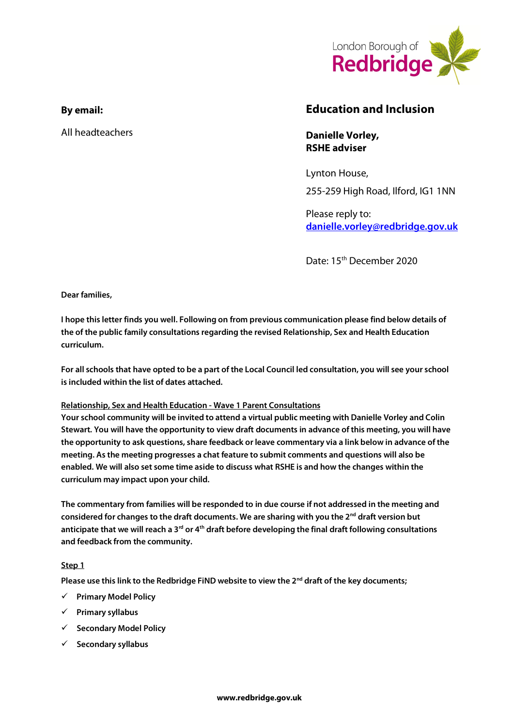London Borough of
**Redbridge**

**By email:**

All headteachers

## Education and Inclusion

**Danielle Vorley,**
**RSHE adviser**

Lynton House,

255-259 High Road, Ilford, IG1 1NN

Please reply to:
**danielle.vorley@redbridge.gov.uk**

Date: 15th December 2020

**Dear families,**

**I hope this letter finds you well. Following on from previous communication please find below details of the of the public family consultations regarding the revised Relationship, Sex and Health Education curriculum.**

**For all schools that have opted to be a part of the Local Council led consultation, you will see your school is included within the list of dates attached.**

**Relationship, Sex and Health Education - Wave 1 Parent Consultations**

**Your school community will be invited to attend a virtual public meeting with Danielle Vorley and Colin Stewart. You will have the opportunity to view draft documents in advance of this meeting, you will have the opportunity to ask questions, share feedback or leave commentary via a link below in advance of the meeting. As the meeting progresses a chat feature to submit comments and questions will also be enabled. We will also set some time aside to discuss what RSHE is and how the changes within the curriculum may impact upon your child.**

**The commentary from families will be responded to in due course if not addressed in the meeting and considered for changes to the draft documents. We are sharing with you the 2nd draft version but anticipate that we will reach a 3rd or 4th draft before developing the final draft following consultations and feedback from the community.**

**Step 1**

**Please use this link to the Redbridge FiND website to view the 2nd draft of the key documents;**

- ✓ **Primary Model Policy**
- ✓ **Primary syllabus**
- ✓ **Secondary Model Policy**
- ✓ **Secondary syllabus**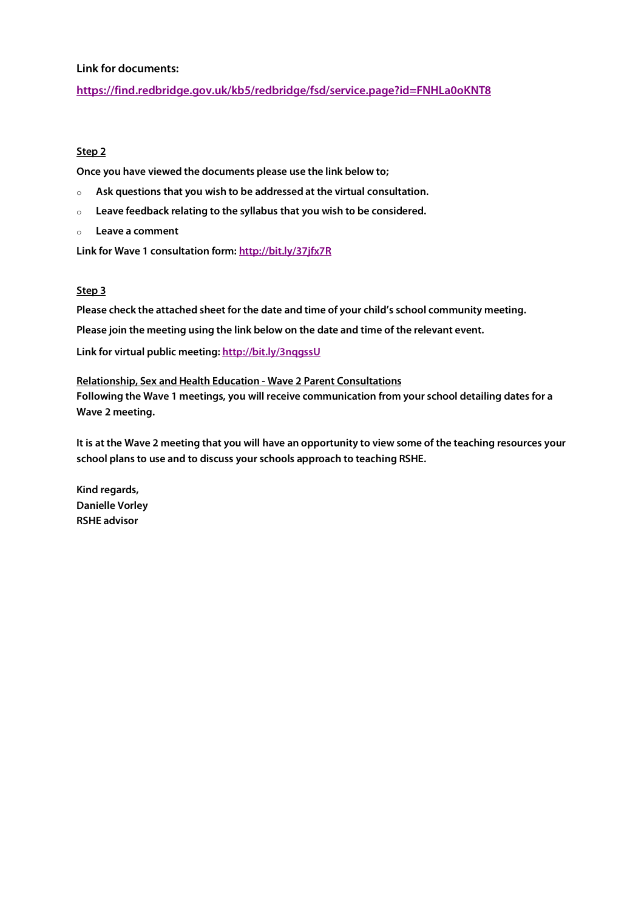**Link for documents:**

**https://find.redbridge.gov.uk/kb5/redbridge/fsd/service.page?id=FNHLa0oKNT8**

**Step 2**

**Once you have viewed the documents please use the link below to;**

- **Ask questions that you wish to be addressed at the virtual consultation.**
- **Leave feedback relating to the syllabus that you wish to be considered.**
- **Leave a comment**

**Link for Wave 1 consultation form: http://bit.ly/37jfx7R**

**Step 3**

**Please check the attached sheet for the date and time of your child's school community meeting.**

**Please join the meeting using the link below on the date and time of the relevant event.**

**Link for virtual public meeting: http://bit.ly/3nqgssU**

**Relationship, Sex and Health Education - Wave 2 Parent Consultations**

**Following the Wave 1 meetings, you will receive communication from your school detailing dates for a Wave 2 meeting.**

**It is at the Wave 2 meeting that you will have an opportunity to view some of the teaching resources your school plans to use and to discuss your schools approach to teaching RSHE.**

**Kind regards,**
**Danielle Vorley**
**RSHE advisor**